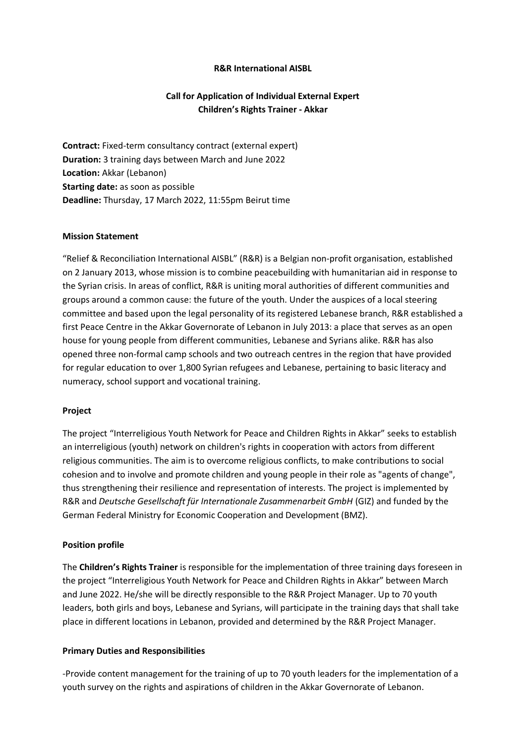**R&R International AISBL**

**Call for Application of Individual External Expert**
**Children's Rights Trainer - Akkar**

**Contract:** Fixed-term consultancy contract (external expert)
**Duration:** 3 training days between March and June 2022
**Location:** Akkar (Lebanon)
**Starting date:** as soon as possible
**Deadline:** Thursday, 17 March 2022, 11:55pm Beirut time

**Mission Statement**

"Relief & Reconciliation International AISBL" (R&R) is a Belgian non-profit organisation, established on 2 January 2013, whose mission is to combine peacebuilding with humanitarian aid in response to the Syrian crisis. In areas of conflict, R&R is uniting moral authorities of different communities and groups around a common cause: the future of the youth. Under the auspices of a local steering committee and based upon the legal personality of its registered Lebanese branch, R&R established a first Peace Centre in the Akkar Governorate of Lebanon in July 2013: a place that serves as an open house for young people from different communities, Lebanese and Syrians alike. R&R has also opened three non-formal camp schools and two outreach centres in the region that have provided for regular education to over 1,800 Syrian refugees and Lebanese, pertaining to basic literacy and numeracy, school support and vocational training.

**Project**

The project "Interreligious Youth Network for Peace and Children Rights in Akkar" seeks to establish an interreligious (youth) network on children's rights in cooperation with actors from different religious communities. The aim is to overcome religious conflicts, to make contributions to social cohesion and to involve and promote children and young people in their role as "agents of change", thus strengthening their resilience and representation of interests. The project is implemented by R&R and *Deutsche Gesellschaft für Internationale Zusammenarbeit GmbH* (GIZ) and funded by the German Federal Ministry for Economic Cooperation and Development (BMZ).

**Position profile**

The **Children's Rights Trainer** is responsible for the implementation of three training days foreseen in the project "Interreligious Youth Network for Peace and Children Rights in Akkar" between March and June 2022. He/she will be directly responsible to the R&R Project Manager. Up to 70 youth leaders, both girls and boys, Lebanese and Syrians, will participate in the training days that shall take place in different locations in Lebanon, provided and determined by the R&R Project Manager.

**Primary Duties and Responsibilities**

-Provide content management for the training of up to 70 youth leaders for the implementation of a youth survey on the rights and aspirations of children in the Akkar Governorate of Lebanon.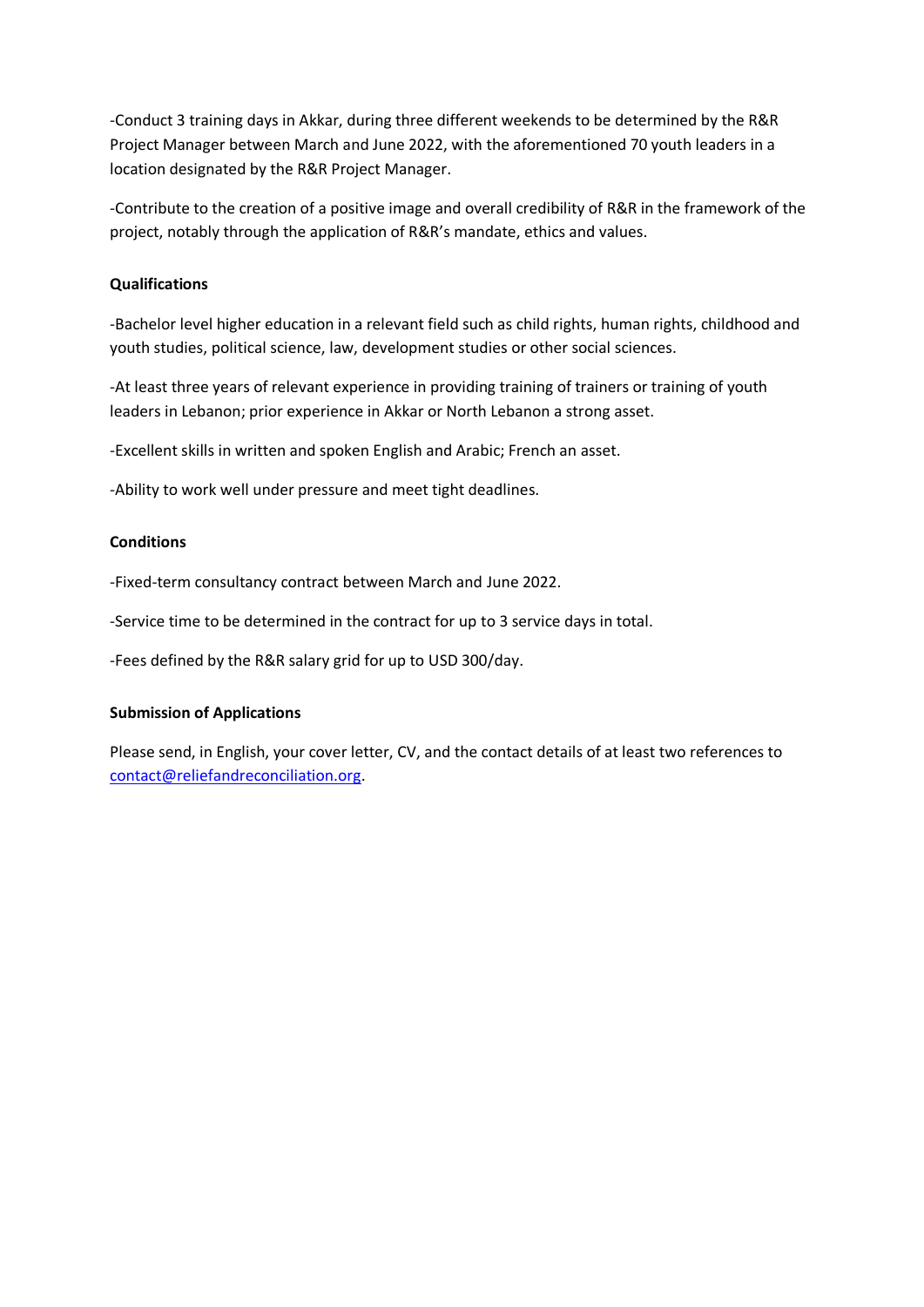-Conduct 3 training days in Akkar, during three different weekends to be determined by the R&R Project Manager between March and June 2022, with the aforementioned 70 youth leaders in a location designated by the R&R Project Manager.

-Contribute to the creation of a positive image and overall credibility of R&R in the framework of the project, notably through the application of R&R's mandate, ethics and values.

**Qualifications**

-Bachelor level higher education in a relevant field such as child rights, human rights, childhood and youth studies, political science, law, development studies or other social sciences.

-At least three years of relevant experience in providing training of trainers or training of youth leaders in Lebanon; prior experience in Akkar or North Lebanon a strong asset.

-Excellent skills in written and spoken English and Arabic; French an asset.

-Ability to work well under pressure and meet tight deadlines.

**Conditions**

-Fixed-term consultancy contract between March and June 2022.

-Service time to be determined in the contract for up to 3 service days in total.

-Fees defined by the R&R salary grid for up to USD 300/day.

**Submission of Applications**

Please send, in English, your cover letter, CV, and the contact details of at least two references to contact@reliefandreconciliation.org.